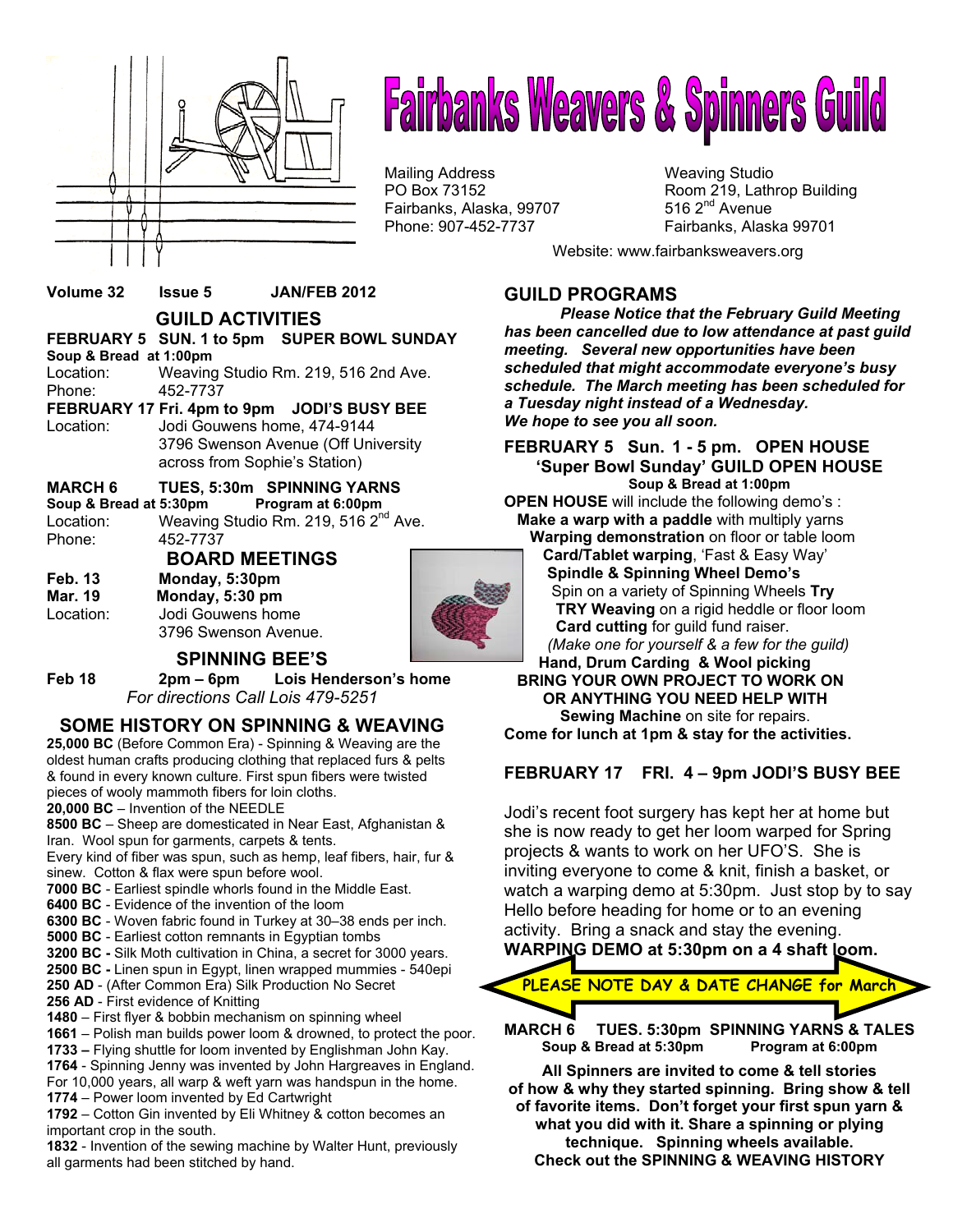# Fairbanks Weavers & Spinners Guild

Mailing Address
PO Box 73152
Fairbanks, Alaska, 99707
Phone: 907-452-7737

Weaving Studio
Room 219, Lathrop Building
516 2nd Avenue
Fairbanks, Alaska 99701

Website: www.fairbanksweavers.org

**Volume 32 Issue 5 JAN/FEB 2012**

## GUILD ACTIVITIES

**FEBRUARY 5 SUN. 1 to 5pm SUPER BOWL SUNDAY**
**Soup & Bread at 1:00pm**
Location: Weaving Studio Rm. 219, 516 2nd Ave.
Phone: 452-7737

**FEBRUARY 17 Fri. 4pm to 9pm JODI'S BUSY BEE**
Location: Jodi Gouwens home, 474-9144
3796 Swenson Avenue (Off University across from Sophie's Station)

**MARCH 6 TUES, 5:30m SPINNING YARNS**
**Soup & Bread at 5:30pm Program at 6:00pm**
Location: Weaving Studio Rm. 219, 516 2nd Ave.
Phone: 452-7737

## BOARD MEETINGS

**Feb. 13** **Monday, 5:30pm**
**Mar. 19** **Monday, 5:30 pm**
Location: Jodi Gouwens home
3796 Swenson Avenue.

## SPINNING BEE'S

**Feb 18** **2pm – 6pm** **Lois Henderson's home**
*For directions Call Lois 479-5251*

## SOME HISTORY ON SPINNING & WEAVING

**25,000 BC** (Before Common Era) - Spinning & Weaving are the oldest human crafts producing clothing that replaced furs & pelts & found in every known culture. First spun fibers were twisted pieces of wooly mammoth fibers for loin cloths.
**20,000 BC** – Invention of the NEEDLE
**8500 BC** – Sheep are domesticated in Near East, Afghanistan & Iran. Wool spun for garments, carpets & tents.
Every kind of fiber was spun, such as hemp, leaf fibers, hair, fur & sinew. Cotton & flax were spun before wool.
**7000 BC** - Earliest spindle whorls found in the Middle East.
**6400 BC** - Evidence of the invention of the loom
**6300 BC** - Woven fabric found in Turkey at 30–38 ends per inch.
**5000 BC** - Earliest cotton remnants in Egyptian tombs
**3200 BC -** Silk Moth cultivation in China, a secret for 3000 years.
**2500 BC -** Linen spun in Egypt, linen wrapped mummies - 540epi
**250 AD** - (After Common Era) Silk Production No Secret
**256 AD** - First evidence of Knitting
**1480** – First flyer & bobbin mechanism on spinning wheel
**1661** – Polish man builds power loom & drowned, to protect the poor.
**1733 –** Flying shuttle for loom invented by Englishman John Kay.
**1764** - Spinning Jenny was invented by John Hargreaves in England.
For 10,000 years, all warp & weft yarn was handspun in the home.
**1774** – Power loom invented by Ed Cartwright
**1792** – Cotton Gin invented by Eli Whitney & cotton becomes an important crop in the south.
**1832** - Invention of the sewing machine by Walter Hunt, previously all garments had been stitched by hand.

## GUILD PROGRAMS

***Please Notice that the February Guild Meeting has been cancelled due to low attendance at past guild meeting. Several new opportunities have been scheduled that might accommodate everyone's busy schedule. The March meeting has been scheduled for a Tuesday night instead of a Wednesday.***
***We hope to see you all soon.***

**FEBRUARY 5 Sun. 1 - 5 pm. OPEN HOUSE**
**'Super Bowl Sunday' GUILD OPEN HOUSE**
**Soup & Bread at 1:00pm**

**OPEN HOUSE** will include the following demo's :
**Make a warp with a paddle** with multiply yarns
**Warping demonstration** on floor or table loom
**Card/Tablet warping**, 'Fast & Easy Way'
**Spindle & Spinning Wheel Demo's**
Spin on a variety of Spinning Wheels **Try**
**TRY Weaving** on a rigid heddle or floor loom
**Card cutting** for guild fund raiser.
*(Make one for yourself & a few for the guild)*
**Hand, Drum Carding & Wool picking**
**BRING YOUR OWN PROJECT TO WORK ON OR ANYTHING YOU NEED HELP WITH**
**Sewing Machine** on site for repairs.
**Come for lunch at 1pm & stay for the activities.**

**FEBRUARY 17 FRI. 4 – 9pm JODI'S BUSY BEE**

Jodi's recent foot surgery has kept her at home but she is now ready to get her loom warped for Spring projects & wants to work on her UFO'S. She is inviting everyone to come & knit, finish a basket, or watch a warping demo at 5:30pm. Just stop by to say Hello before heading for home or to an evening activity. Bring a snack and stay the evening.
**WARPING DEMO at 5:30pm on a 4 shaft loom.**

**PLEASE NOTE DAY & DATE CHANGE for March**

**MARCH 6 TUES. 5:30pm SPINNING YARNS & TALES**
**Soup & Bread at 5:30pm Program at 6:00pm**

**All Spinners are invited to come & tell stories of how & why they started spinning. Bring show & tell of favorite items. Don't forget your first spun yarn & what you did with it. Share a spinning or plying technique. Spinning wheels available. Check out the SPINNING & WEAVING HISTORY**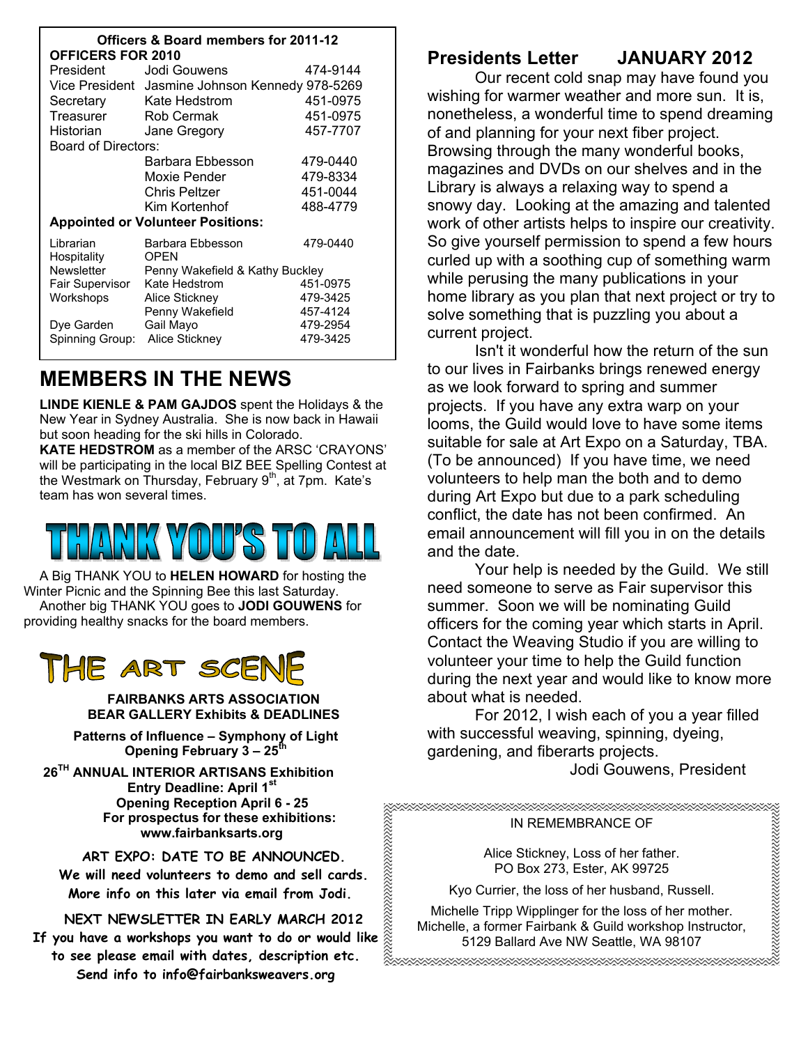**Officers & Board members for 2011-12**

**OFFICERS FOR 2010**

| | | |
|---|---|---|
| President | Jodi Gouwens | 474-9144 |
| Vice President | Jasmine Johnson Kennedy | 978-5269 |
| Secretary | Kate Hedstrom | 451-0975 |
| Treasurer | Rob Cermak | 451-0975 |
| Historian | Jane Gregory | 457-7707 |
| Board of Directors: | | |
| | Barbara Ebbesson | 479-0440 |
| | Moxie Pender | 479-8334 |
| | Chris Peltzer | 451-0044 |
| | Kim Kortenhof | 488-4779 |

**Appointed or Volunteer Positions:**

| | | |
|---|---|---|
| Librarian | Barbara Ebbesson | 479-0440 |
| Hospitality | OPEN | |
| Newsletter | Penny Wakefield & Kathy Buckley | |
| Fair Supervisor | Kate Hedstrom | 451-0975 |
| Workshops | Alice Stickney | 479-3425 |
| | Penny Wakefield | 457-4124 |
| Dye Garden | Gail Mayo | 479-2954 |
| Spinning Group: | Alice Stickney | 479-3425 |

## MEMBERS IN THE NEWS

**LINDE KIENLE & PAM GAJDOS** spent the Holidays & the New Year in Sydney Australia. She is now back in Hawaii but soon heading for the ski hills in Colorado.

**KATE HEDSTROM** as a member of the ARSC 'CRAYONS' will be participating in the local BIZ BEE Spelling Contest at the Westmark on Thursday, February 9th, at 7pm. Kate's team has won several times.

## THANK YOU'S TO ALL

A Big THANK YOU to **HELEN HOWARD** for hosting the Winter Picnic and the Spinning Bee this last Saturday.

Another big THANK YOU goes to **JODI GOUWENS** for providing healthy snacks for the board members.

## THE ART SCENE

**FAIRBANKS ARTS ASSOCIATION**
**BEAR GALLERY Exhibits & DEADLINES**

**Patterns of Influence – Symphony of Light**
**Opening February 3 – 25th**

**26TH ANNUAL INTERIOR ARTISANS Exhibition**
**Entry Deadline: April 1st**
**Opening Reception April 6 - 25**
**For prospectus for these exhibitions:**
**www.fairbanksarts.org**

**ART EXPO: DATE TO BE ANNOUNCED.**
**We will need volunteers to demo and sell cards.**
**More info on this later via email from Jodi.**

**NEXT NEWSLETTER IN EARLY MARCH 2012**
**If you have a workshops you want to do or would like to see please email with dates, description etc.**
**Send info to info@fairbanksweavers.org**

## Presidents Letter JANUARY 2012

Our recent cold snap may have found you wishing for warmer weather and more sun. It is, nonetheless, a wonderful time to spend dreaming of and planning for your next fiber project. Browsing through the many wonderful books, magazines and DVDs on our shelves and in the Library is always a relaxing way to spend a snowy day. Looking at the amazing and talented work of other artists helps to inspire our creativity. So give yourself permission to spend a few hours curled up with a soothing cup of something warm while perusing the many publications in your home library as you plan that next project or try to solve something that is puzzling you about a current project.

Isn't it wonderful how the return of the sun to our lives in Fairbanks brings renewed energy as we look forward to spring and summer projects. If you have any extra warp on your looms, the Guild would love to have some items suitable for sale at Art Expo on a Saturday, TBA. (To be announced) If you have time, we need volunteers to help man the both and to demo during Art Expo but due to a park scheduling conflict, the date has not been confirmed. An email announcement will fill you in on the details and the date.

Your help is needed by the Guild. We still need someone to serve as Fair supervisor this summer. Soon we will be nominating Guild officers for the coming year which starts in April. Contact the Weaving Studio if you are willing to volunteer your time to help the Guild function during the next year and would like to know more about what is needed.

For 2012, I wish each of you a year filled with successful weaving, spinning, dyeing, gardening, and fiberarts projects.

Jodi Gouwens, President

IN REMEMBRANCE OF

Alice Stickney, Loss of her father.
PO Box 273, Ester, AK 99725

Kyo Currier, the loss of her husband, Russell.

Michelle Tripp Wipplinger for the loss of her mother.
Michelle, a former Fairbank & Guild workshop Instructor,
5129 Ballard Ave NW Seattle, WA 98107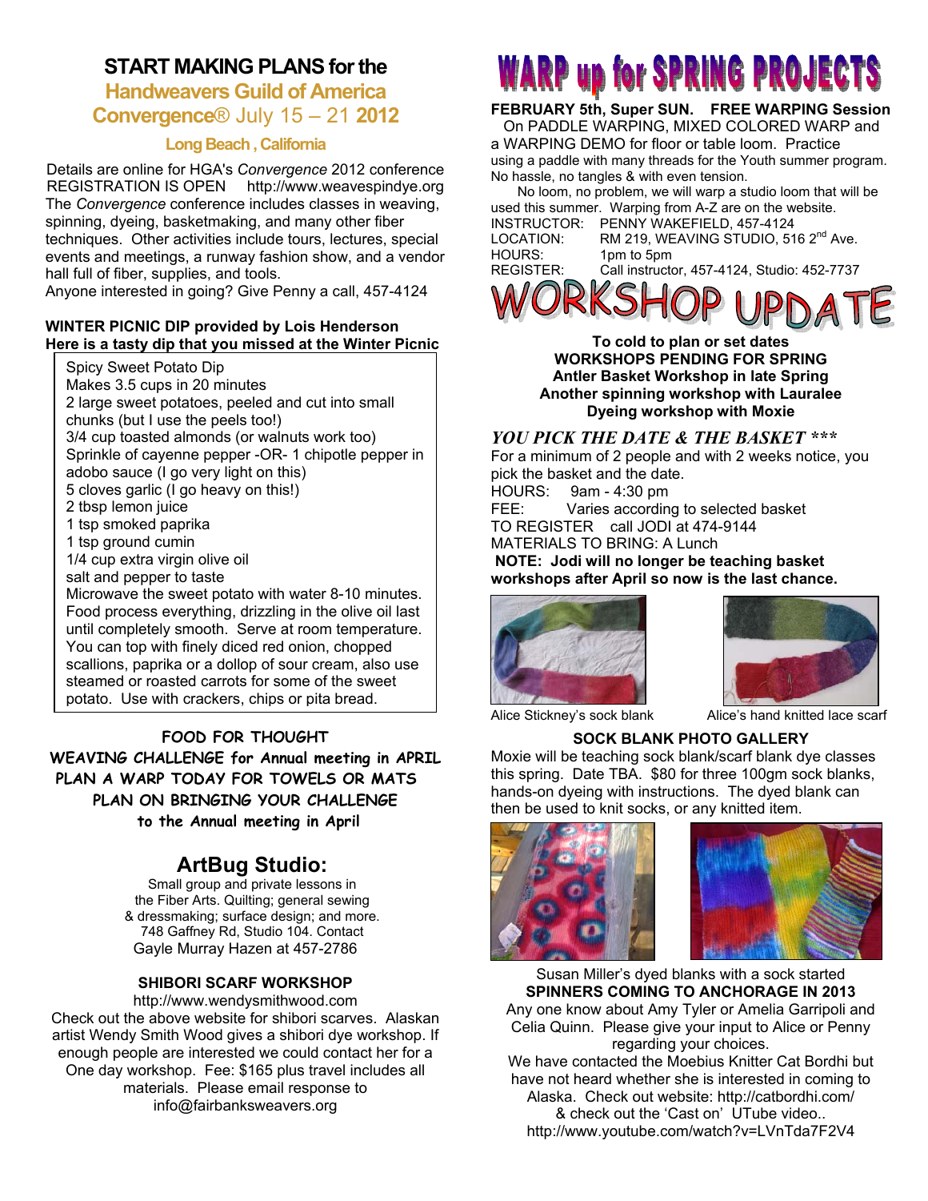## START MAKING PLANS for the Handweavers Guild of America Convergence® July 15 – 21 2012

### Long Beach , California

Details are online for HGA's *Convergence* 2012 conference REGISTRATION IS OPEN http://www.weavespindye.org The *Convergence* conference includes classes in weaving, spinning, dyeing, basketmaking, and many other fiber techniques. Other activities include tours, lectures, special events and meetings, a runway fashion show, and a vendor hall full of fiber, supplies, and tools.
Anyone interested in going? Give Penny a call, 457-4124

**WINTER PICNIC DIP provided by Lois Henderson**
**Here is a tasty dip that you missed at the Winter Picnic**

Spicy Sweet Potato Dip
Makes 3.5 cups in 20 minutes
2 large sweet potatoes, peeled and cut into small chunks (but I use the peels too!)
3/4 cup toasted almonds (or walnuts work too)
Sprinkle of cayenne pepper -OR- 1 chipotle pepper in adobo sauce (I go very light on this)
5 cloves garlic (I go heavy on this!)
2 tbsp lemon juice
1 tsp smoked paprika
1 tsp ground cumin
1/4 cup extra virgin olive oil
salt and pepper to taste
Microwave the sweet potato with water 8-10 minutes. Food process everything, drizzling in the olive oil last until completely smooth. Serve at room temperature. You can top with finely diced red onion, chopped scallions, paprika or a dollop of sour cream, also use steamed or roasted carrots for some of the sweet potato. Use with crackers, chips or pita bread.

**FOOD FOR THOUGHT**
**WEAVING CHALLENGE for Annual meeting in APRIL**
**PLAN A WARP TODAY FOR TOWELS OR MATS**
**PLAN ON BRINGING YOUR CHALLENGE**
**to the Annual meeting in April**

## ArtBug Studio:

Small group and private lessons in the Fiber Arts. Quilting; general sewing & dressmaking; surface design; and more. 748 Gaffney Rd, Studio 104. Contact Gayle Murray Hazen at 457-2786

**SHIBORI SCARF WORKSHOP**
http://www.wendysmithwood.com
Check out the above website for shibori scarves. Alaskan artist Wendy Smith Wood gives a shibori dye workshop. If enough people are interested we could contact her for a One day workshop. Fee: $165 plus travel includes all materials. Please email response to info@fairbanksweavers.org

## WARP up for SPRING PROJECTS

**FEBRUARY 5th, Super SUN. FREE WARPING Session**
On PADDLE WARPING, MIXED COLORED WARP and a WARPING DEMO for floor or table loom. Practice using a paddle with many threads for the Youth summer program. No hassle, no tangles & with even tension.
No loom, no problem, we will warp a studio loom that will be used this summer. Warping from A-Z are on the website.
INSTRUCTOR: PENNY WAKEFIELD, 457-4124
LOCATION: RM 219, WEAVING STUDIO, 516 2nd Ave.
HOURS: 1pm to 5pm
REGISTER: Call instructor, 457-4124, Studio: 452-7737

## WORKSHOP UPDATE

**To cold to plan or set dates**
**WORKSHOPS PENDING FOR SPRING**
**Antler Basket Workshop in late Spring**
**Another spinning workshop with Lauralee**
**Dyeing workshop with Moxie**

***YOU PICK THE DATE & THE BASKET \*\*\****
For a minimum of 2 people and with 2 weeks notice, you pick the basket and the date.
HOURS: 9am - 4:30 pm
FEE: Varies according to selected basket
TO REGISTER call JODI at 474-9144
MATERIALS TO BRING: A Lunch
**NOTE: Jodi will no longer be teaching basket workshops after April so now is the last chance.**

Alice Stickney's sock blank
Alice's hand knitted lace scarf

**SOCK BLANK PHOTO GALLERY**
Moxie will be teaching sock blank/scarf blank dye classes this spring. Date TBA. $80 for three 100gm sock blanks, hands-on dyeing with instructions. The dyed blank can then be used to knit socks, or any knitted item.

Susan Miller's dyed blanks with a sock started

**SPINNERS COMING TO ANCHORAGE IN 2013**
Any one know about Amy Tyler or Amelia Garripoli and Celia Quinn. Please give your input to Alice or Penny regarding your choices.
We have contacted the Moebius Knitter Cat Bordhi but have not heard whether she is interested in coming to Alaska. Check out website: http://catbordhi.com/ & check out the 'Cast on' UTube video..
http://www.youtube.com/watch?v=LVnTda7F2V4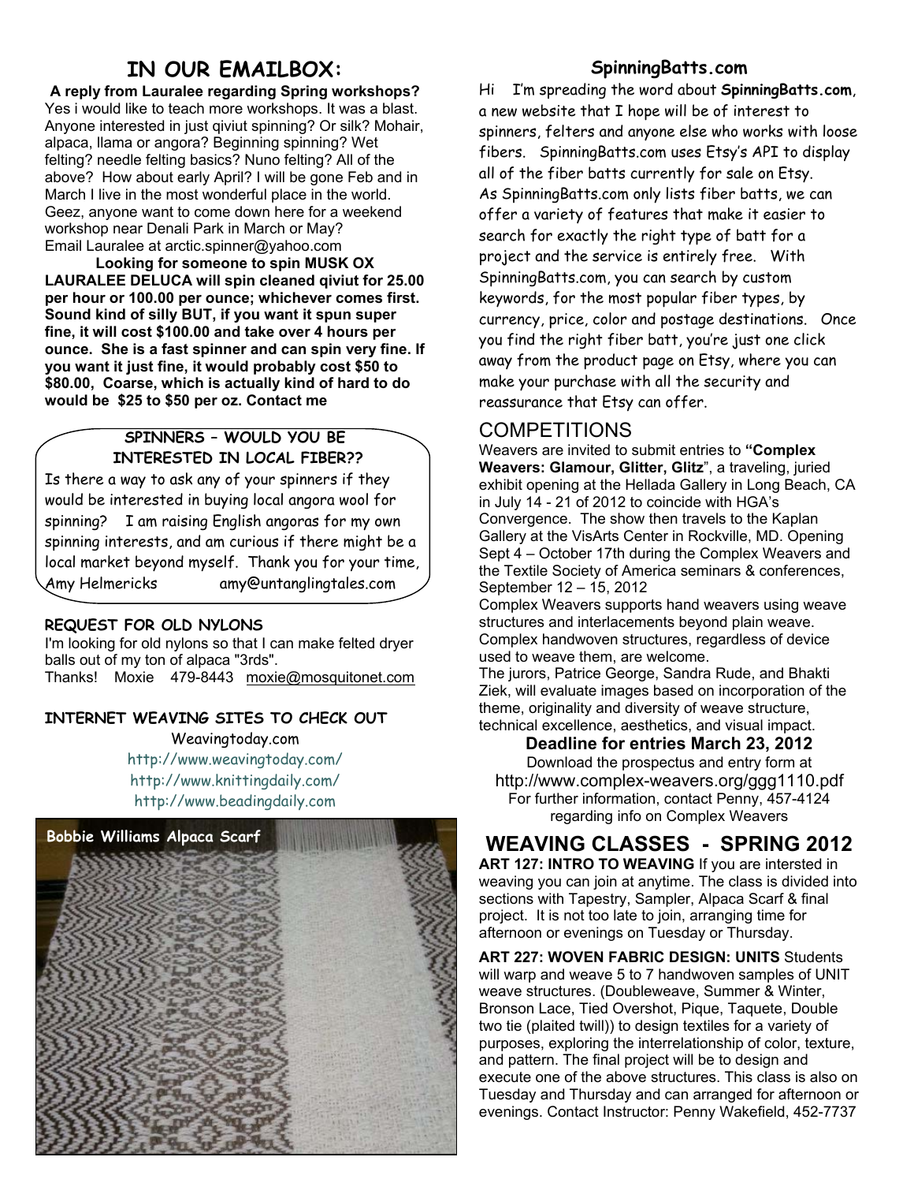## IN OUR EMAILBOX:

**A reply from Lauralee regarding Spring workshops?** Yes i would like to teach more workshops. It was a blast. Anyone interested in just qiviut spinning? Or silk? Mohair, alpaca, llama or angora? Beginning spinning? Wet felting? needle felting basics? Nuno felting? All of the above? How about early April? I will be gone Feb and in March I live in the most wonderful place in the world. Geez, anyone want to come down here for a weekend workshop near Denali Park in March or May? Email Lauralee at arctic.spinner@yahoo.com

**Looking for someone to spin MUSK OX LAURALEE DELUCA will spin cleaned qiviut for 25.00 per hour or 100.00 per ounce; whichever comes first. Sound kind of silly BUT, if you want it spun super fine, it will cost $100.00 and take over 4 hours per ounce. She is a fast spinner and can spin very fine. If you want it just fine, it would probably cost $50 to $80.00, Coarse, which is actually kind of hard to do would be $25 to $50 per oz. Contact me**

### SPINNERS – WOULD YOU BE INTERESTED IN LOCAL FIBER??

Is there a way to ask any of your spinners if they would be interested in buying local angora wool for spinning? I am raising English angoras for my own spinning interests, and am curious if there might be a local market beyond myself. Thank you for your time, Amy Helmericks amy@untanglingtales.com

### REQUEST FOR OLD NYLONS

I'm looking for old nylons so that I can make felted dryer balls out of my ton of alpaca "3rds".
Thanks! Moxie 479-8443 moxie@mosquitonet.com

### INTERNET WEAVING SITES TO CHECK OUT

Weavingtoday.com
http://www.weavingtoday.com/
http://www.knittingdaily.com/
http://www.beadingdaily.com

Bobbie Williams Alpaca Scarf

### SpinningBatts.com

Hi I'm spreading the word about **SpinningBatts.com**, a new website that I hope will be of interest to spinners, felters and anyone else who works with loose fibers. SpinningBatts.com uses Etsy's API to display all of the fiber batts currently for sale on Etsy. As SpinningBatts.com only lists fiber batts, we can offer a variety of features that make it easier to search for exactly the right type of batt for a project and the service is entirely free. With SpinningBatts.com, you can search by custom keywords, for the most popular fiber types, by currency, price, color and postage destinations. Once you find the right fiber batt, you're just one click away from the product page on Etsy, where you can make your purchase with all the security and reassurance that Etsy can offer.

## COMPETITIONS

Weavers are invited to submit entries to **"Complex Weavers: Glamour, Glitter, Glitz**", a traveling, juried exhibit opening at the Hellada Gallery in Long Beach, CA in July 14 - 21 of 2012 to coincide with HGA's Convergence. The show then travels to the Kaplan Gallery at the VisArts Center in Rockville, MD. Opening Sept 4 – October 17th during the Complex Weavers and the Textile Society of America seminars & conferences, September 12 – 15, 2012

Complex Weavers supports hand weavers using weave structures and interlacements beyond plain weave. Complex handwoven structures, regardless of device used to weave them, are welcome.

The jurors, Patrice George, Sandra Rude, and Bhakti Ziek, will evaluate images based on incorporation of the theme, originality and diversity of weave structure, technical excellence, aesthetics, and visual impact.

**Deadline for entries March 23, 2012**

Download the prospectus and entry form at
http://www.complex-weavers.org/ggg1110.pdf
For further information, contact Penny, 457-4124 regarding info on Complex Weavers

## WEAVING CLASSES - SPRING 2012

**ART 127: INTRO TO WEAVING** If you are intersted in weaving you can join at anytime. The class is divided into sections with Tapestry, Sampler, Alpaca Scarf & final project. It is not too late to join, arranging time for afternoon or evenings on Tuesday or Thursday.

**ART 227: WOVEN FABRIC DESIGN: UNITS** Students will warp and weave 5 to 7 handwoven samples of UNIT weave structures. (Doubleweave, Summer & Winter, Bronson Lace, Tied Overshot, Pique, Taquete, Double two tie (plaited twill)) to design textiles for a variety of purposes, exploring the interrelationship of color, texture, and pattern. The final project will be to design and execute one of the above structures. This class is also on Tuesday and Thursday and can arranged for afternoon or evenings. Contact Instructor: Penny Wakefield, 452-7737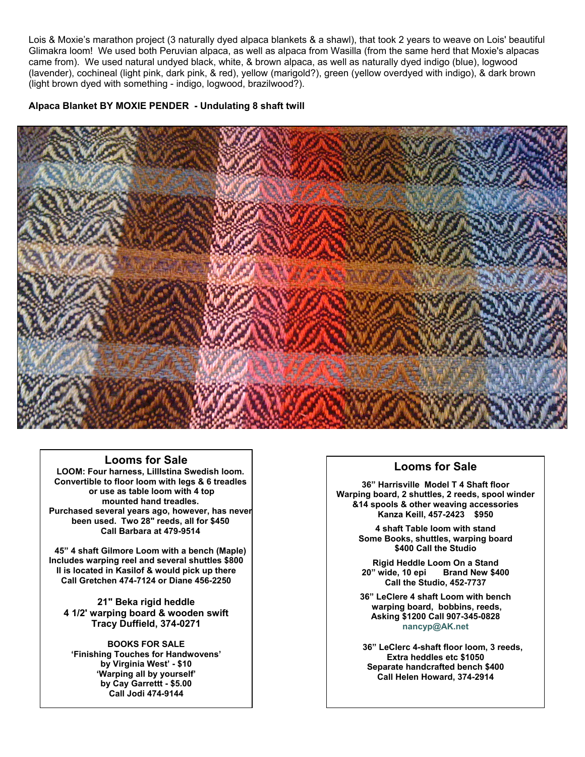Lois & Moxie's marathon project (3 naturally dyed alpaca blankets & a shawl), that took 2 years to weave on Lois' beautiful Glimakra loom! We used both Peruvian alpaca, as well as alpaca from Wasilla (from the same herd that Moxie's alpacas came from). We used natural undyed black, white, & brown alpaca, as well as naturally dyed indigo (blue), logwood (lavender), cochineal (light pink, dark pink, & red), yellow (marigold?), green (yellow overdyed with indigo), & dark brown (light brown dyed with something - indigo, logwood, brazilwood?).

**Alpaca Blanket BY MOXIE PENDER - Undulating 8 shaft twill**

## Looms for Sale

**LOOM: Four harness, Lilllstina Swedish loom. Convertible to floor loom with legs & 6 treadles or use as table loom with 4 top mounted hand treadles. Purchased several years ago, however, has never been used. Two 28" reeds, all for $450**
**Call Barbara at 479-9514**

**45" 4 shaft Gilmore Loom with a bench (Maple) Includes warping reel and several shuttles $800**
**Il is located in Kasilof & would pick up there**
**Call Gretchen 474-7124 or Diane 456-2250**

**21" Beka rigid heddle**
**4 1/2' warping board & wooden swift**
**Tracy Duffield, 374-0271**

**BOOKS FOR SALE**
**'Finishing Touches for Handwovens' by Virginia West' - $10**
**'Warping all by yourself' by Cay Garrettt - $5.00**
**Call Jodi 474-9144**

## Looms for Sale

**36" Harrisville Model T 4 Shaft floor**
**Warping board, 2 shuttles, 2 reeds, spool winder &14 spools & other weaving accessories**
**Kanza Keill, 457-2423 $950**

**4 shaft Table loom with stand**
**Some Books, shuttles, warping board**
**$400 Call the Studio**

**Rigid Heddle Loom On a Stand**
**20" wide, 10 epi Brand New $400**
**Call the Studio, 452-7737**

**36" LeClere 4 shaft Loom with bench warping board, bobbins, reeds,**
**Asking $1200 Call 907-345-0828**
**nancyp@AK.net**

**36" LeClerc 4-shaft floor loom, 3 reeds, Extra heddles etc $1050**
**Separate handcrafted bench $400**
**Call Helen Howard, 374-2914**